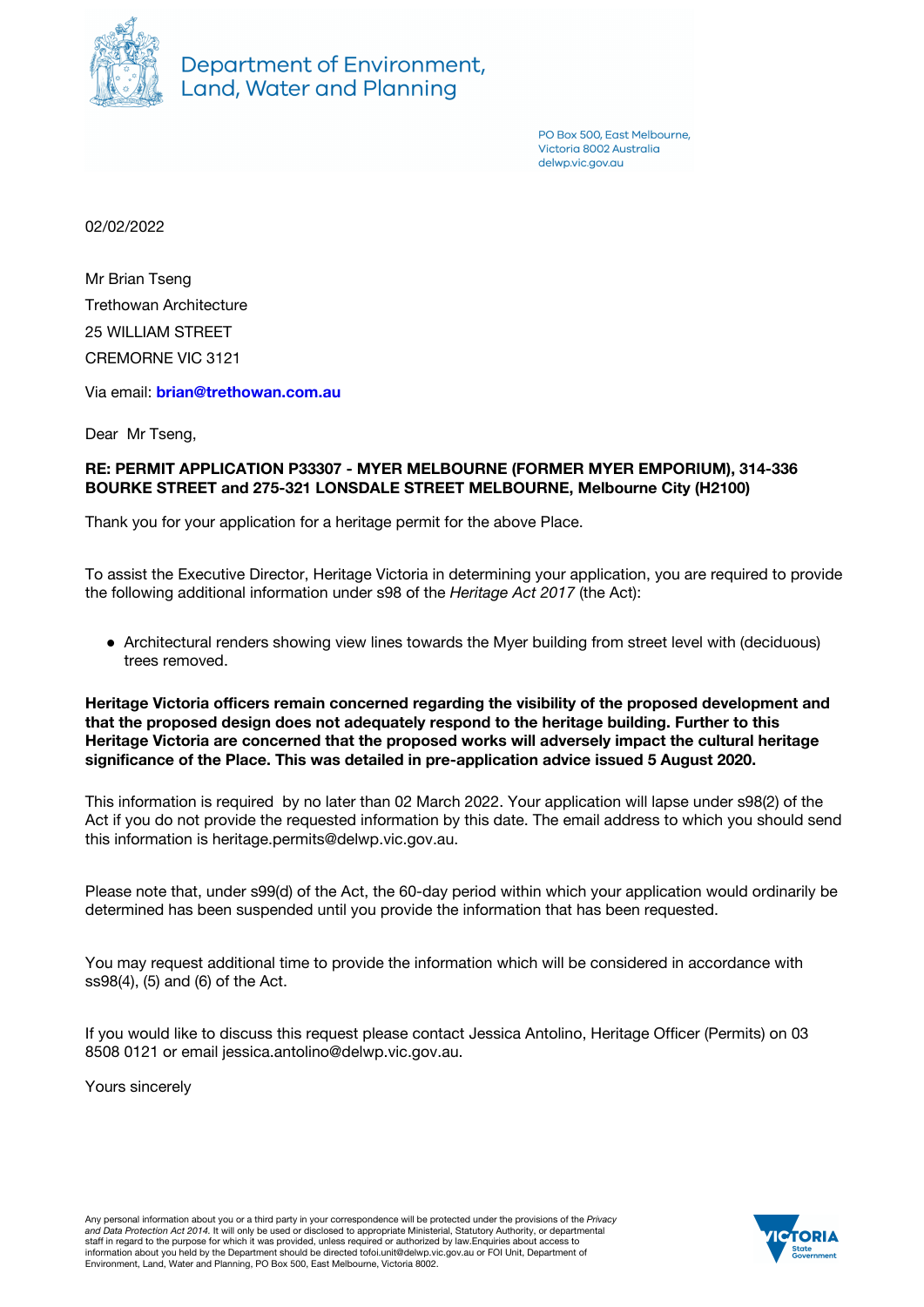Department of Environment, Land, Water and Planning

PO Box 500, East Melbourne,
Victoria 8002 Australia
delwp.vic.gov.au

02/02/2022

Mr Brian Tseng
Trethowan Architecture
25 WILLIAM STREET
CREMORNE VIC 3121

Via email: **brian@trethowan.com.au**

Dear Mr Tseng,

**RE: PERMIT APPLICATION P33307 - MYER MELBOURNE (FORMER MYER EMPORIUM), 314-336 BOURKE STREET and 275-321 LONSDALE STREET MELBOURNE, Melbourne City (H2100)**

Thank you for your application for a heritage permit for the above Place.

To assist the Executive Director, Heritage Victoria in determining your application, you are required to provide the following additional information under s98 of the *Heritage Act 2017* (the Act):

- Architectural renders showing view lines towards the Myer building from street level with (deciduous) trees removed.

**Heritage Victoria officers remain concerned regarding the visibility of the proposed development and that the proposed design does not adequately respond to the heritage building. Further to this Heritage Victoria are concerned that the proposed works will adversely impact the cultural heritage significance of the Place. This was detailed in pre-application advice issued 5 August 2020.**

This information is required by no later than 02 March 2022. Your application will lapse under s98(2) of the Act if you do not provide the requested information by this date. The email address to which you should send this information is heritage.permits@delwp.vic.gov.au.

Please note that, under s99(d) of the Act, the 60-day period within which your application would ordinarily be determined has been suspended until you provide the information that has been requested.

You may request additional time to provide the information which will be considered in accordance with ss98(4), (5) and (6) of the Act.

If you would like to discuss this request please contact Jessica Antolino, Heritage Officer (Permits) on 03 8508 0121 or email jessica.antolino@delwp.vic.gov.au.

Yours sincerely

Any personal information about you or a third party in your correspondence will be protected under the provisions of the *Privacy and Data Protection Act 2014*. It will only be used or disclosed to appropriate Ministerial, Statutory Authority, or departmental staff in regard to the purpose for which it was provided, unless required or authorized by law.Enquiries about access to information about you held by the Department should be directed tofoi.unit@delwp.vic.gov.au or FOI Unit, Department of Environment, Land, Water and Planning, PO Box 500, East Melbourne, Victoria 8002.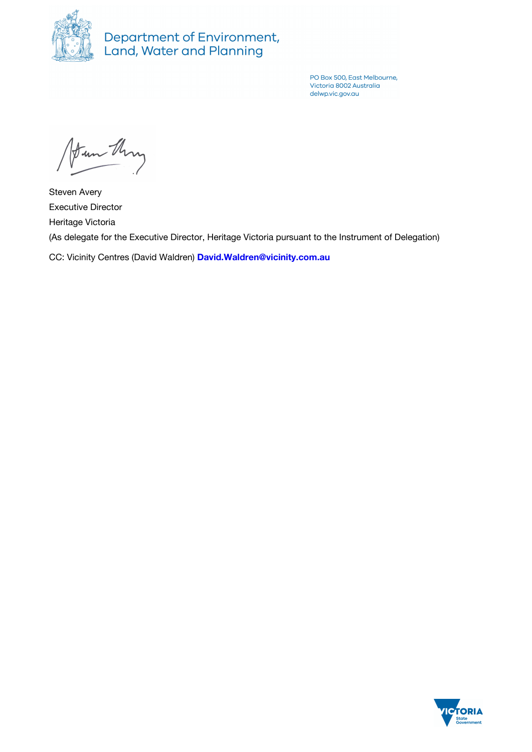Department of Environment, Land, Water and Planning

PO Box 500, East Melbourne,
Victoria 8002 Australia
delwp.vic.gov.au

Steven Avery
Executive Director
Heritage Victoria
(As delegate for the Executive Director, Heritage Victoria pursuant to the Instrument of Delegation)

CC: Vicinity Centres (David Waldren) **David.Waldren@vicinity.com.au**